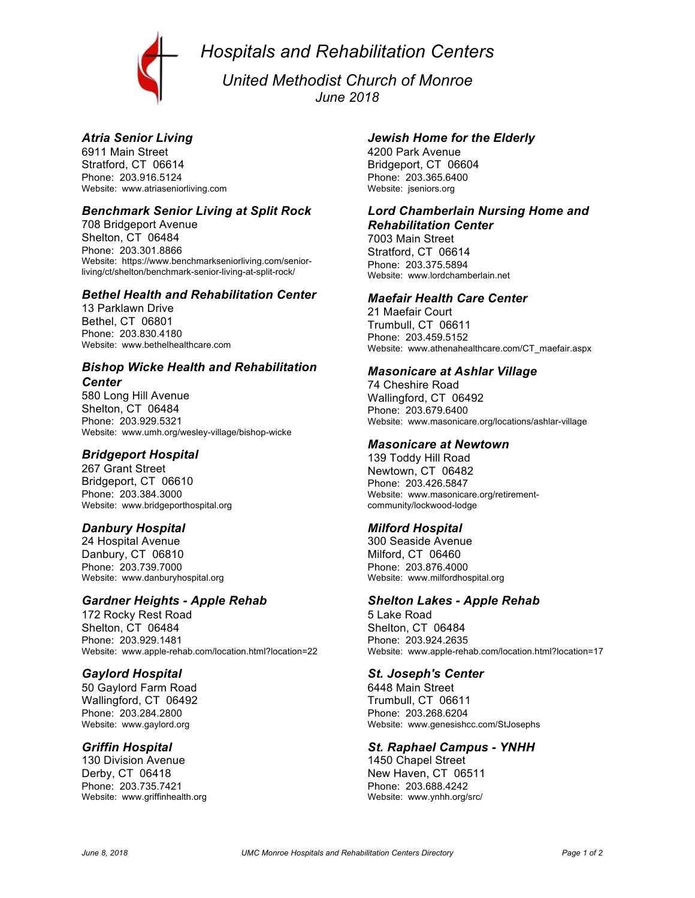# *Hospitals and Rehabilitation Centers*

## *United Methodist Church of Monroe*

*June 2018*

### *Atria Senior Living*
6911 Main Street
Stratford, CT 06614
Phone: 203.916.5124
Website: www.atriaseniorliving.com

### *Benchmark Senior Living at Split Rock*
708 Bridgeport Avenue
Shelton, CT 06484
Phone: 203.301.8866
Website: https://www.benchmarkseniorliving.com/senior-living/ct/shelton/benchmark-senior-living-at-split-rock/

### *Bethel Health and Rehabilitation Center*
13 Parklawn Drive
Bethel, CT 06801
Phone: 203.830.4180
Website: www.bethelhealthcare.com

### *Bishop Wicke Health and Rehabilitation Center*
580 Long Hill Avenue
Shelton, CT 06484
Phone: 203.929.5321
Website: www.umh.org/wesley-village/bishop-wicke

### *Bridgeport Hospital*
267 Grant Street
Bridgeport, CT 06610
Phone: 203.384.3000
Website: www.bridgeporthospital.org

### *Danbury Hospital*
24 Hospital Avenue
Danbury, CT 06810
Phone: 203.739.7000
Website: www.danburyhospital.org

### *Gardner Heights - Apple Rehab*
172 Rocky Rest Road
Shelton, CT 06484
Phone: 203.929.1481
Website: www.apple-rehab.com/location.html?location=22

### *Gaylord Hospital*
50 Gaylord Farm Road
Wallingford, CT 06492
Phone: 203.284.2800
Website: www.gaylord.org

### *Griffin Hospital*
130 Division Avenue
Derby, CT 06418
Phone: 203.735.7421
Website: www.griffinhealth.org

### *Jewish Home for the Elderly*
4200 Park Avenue
Bridgeport, CT 06604
Phone: 203.365.6400
Website: jseniors.org

### *Lord Chamberlain Nursing Home and Rehabilitation Center*
7003 Main Street
Stratford, CT 06614
Phone: 203.375.5894
Website: www.lordchamberlain.net

### *Maefair Health Care Center*
21 Maefair Court
Trumbull, CT 06611
Phone: 203.459.5152
Website: www.athenahealthcare.com/CT_maefair.aspx

### *Masonicare at Ashlar Village*
74 Cheshire Road
Wallingford, CT 06492
Phone: 203.679.6400
Website: www.masonicare.org/locations/ashlar-village

### *Masonicare at Newtown*
139 Toddy Hill Road
Newtown, CT 06482
Phone: 203.426.5847
Website: www.masonicare.org/retirement-community/lockwood-lodge

### *Milford Hospital*
300 Seaside Avenue
Milford, CT 06460
Phone: 203.876.4000
Website: www.milfordhospital.org

### *Shelton Lakes - Apple Rehab*
5 Lake Road
Shelton, CT 06484
Phone: 203.924.2635
Website: www.apple-rehab.com/location.html?location=17

### *St. Joseph's Center*
6448 Main Street
Trumbull, CT 06611
Phone: 203.268.6204
Website: www.genesishcc.com/StJosephs

### *St. Raphael Campus - YNHH*
1450 Chapel Street
New Haven, CT 06511
Phone: 203.688.4242
Website: www.ynhh.org/src/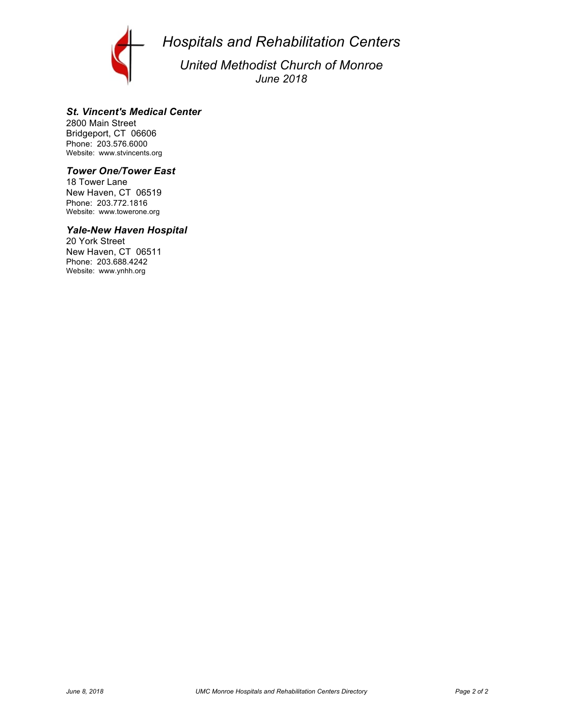# Hospitals and Rehabilitation Centers

## United Methodist Church of Monroe
June 2018

### *St. Vincent's Medical Center*
2800 Main Street
Bridgeport, CT 06606
Phone: 203.576.6000
Website: www.stvincents.org

### *Tower One/Tower East*
18 Tower Lane
New Haven, CT 06519
Phone: 203.772.1816
Website: www.towerone.org

### *Yale-New Haven Hospital*
20 York Street
New Haven, CT 06511
Phone: 203.688.4242
Website: www.ynhh.org